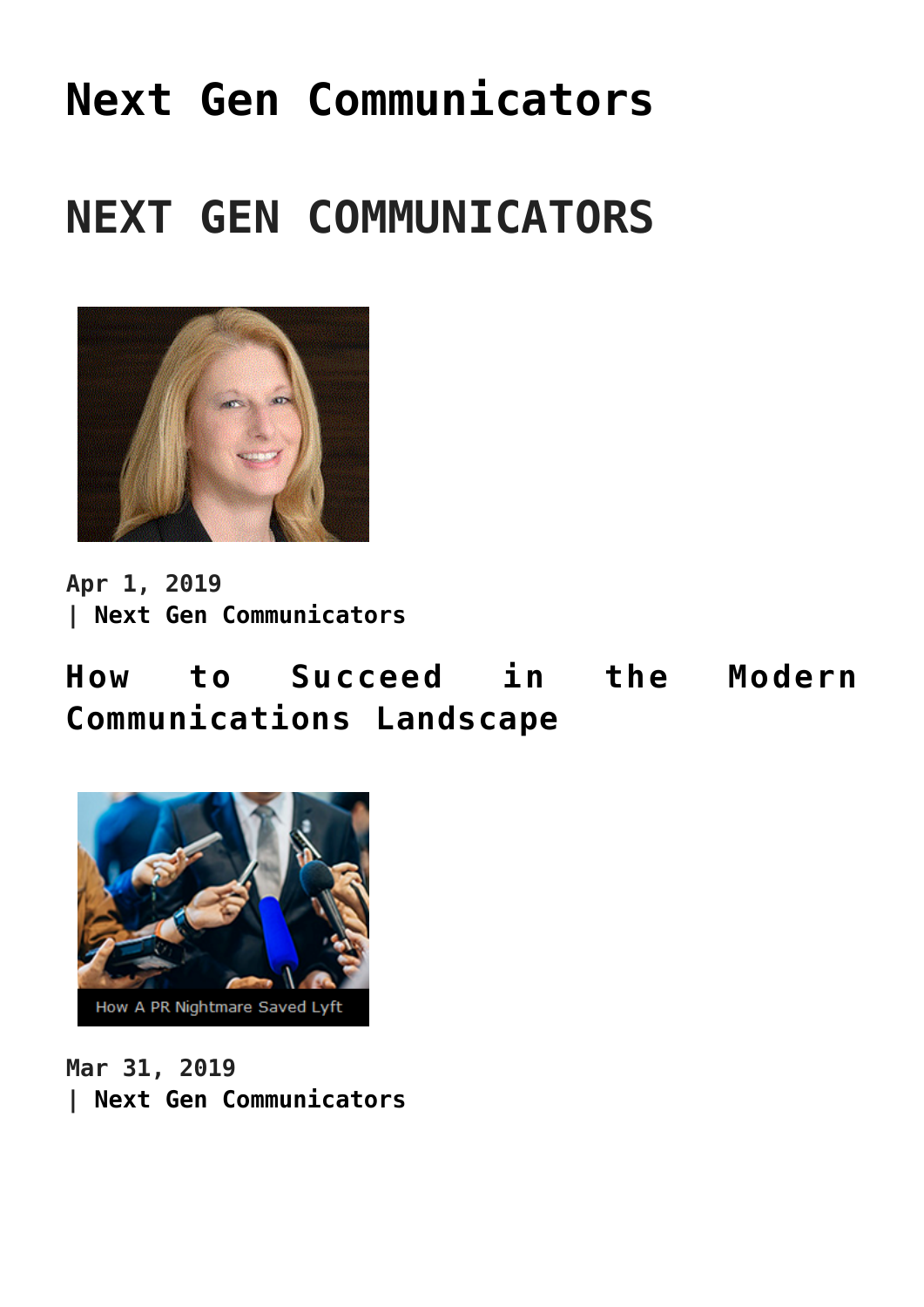# Next Gen Communicators

# NEXT GEN COMMUNICATORS

Apr 1, 2019
| Next Gen Communicators

## How to Succeed in the Modern Communications Landscape

How A PR Nightmare Saved Lyft

Mar 31, 2019
| Next Gen Communicators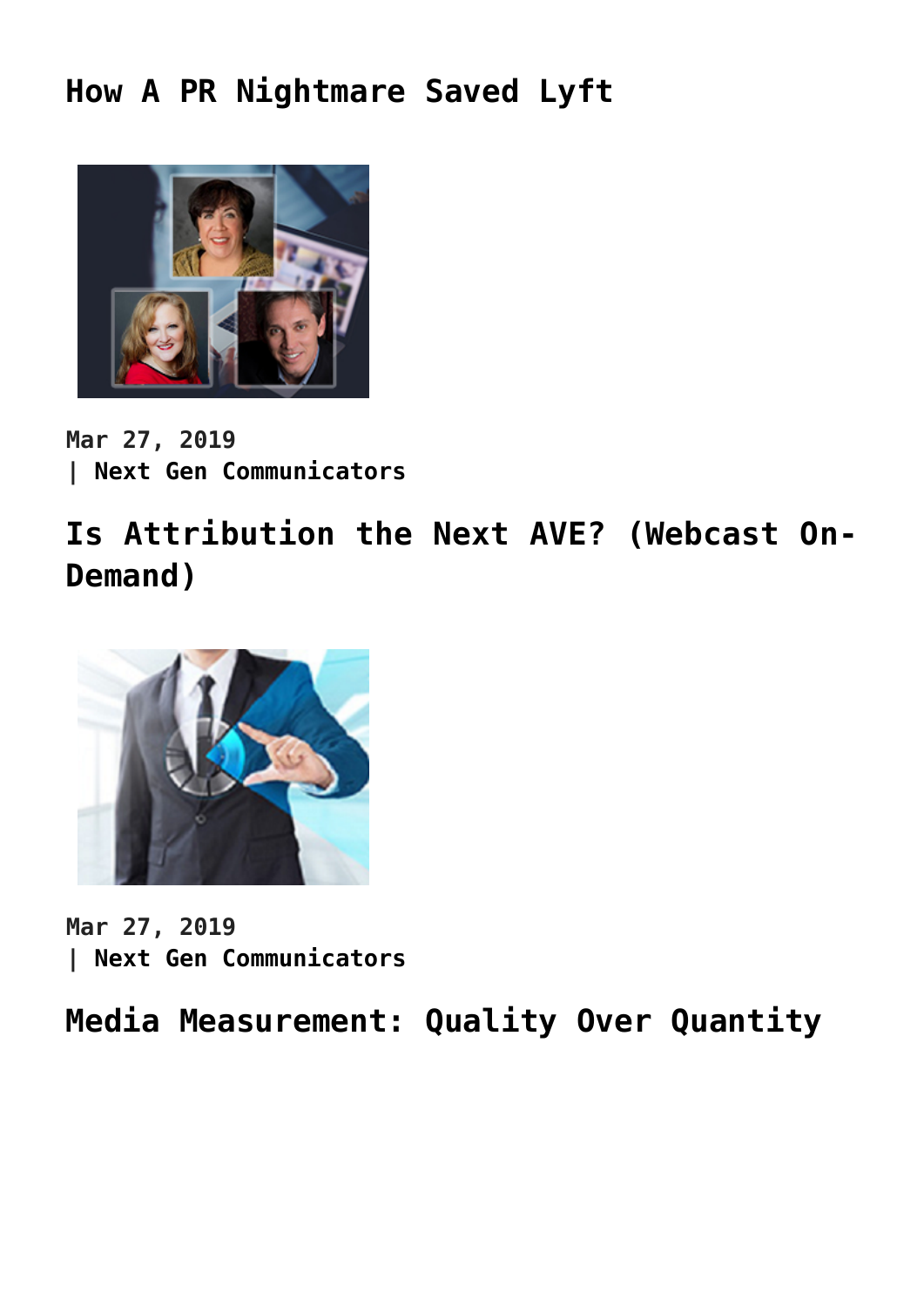## How A PR Nightmare Saved Lyft

Mar 27, 2019
| Next Gen Communicators

## Is Attribution the Next AVE? (Webcast On-Demand)

Mar 27, 2019
| Next Gen Communicators

## Media Measurement: Quality Over Quantity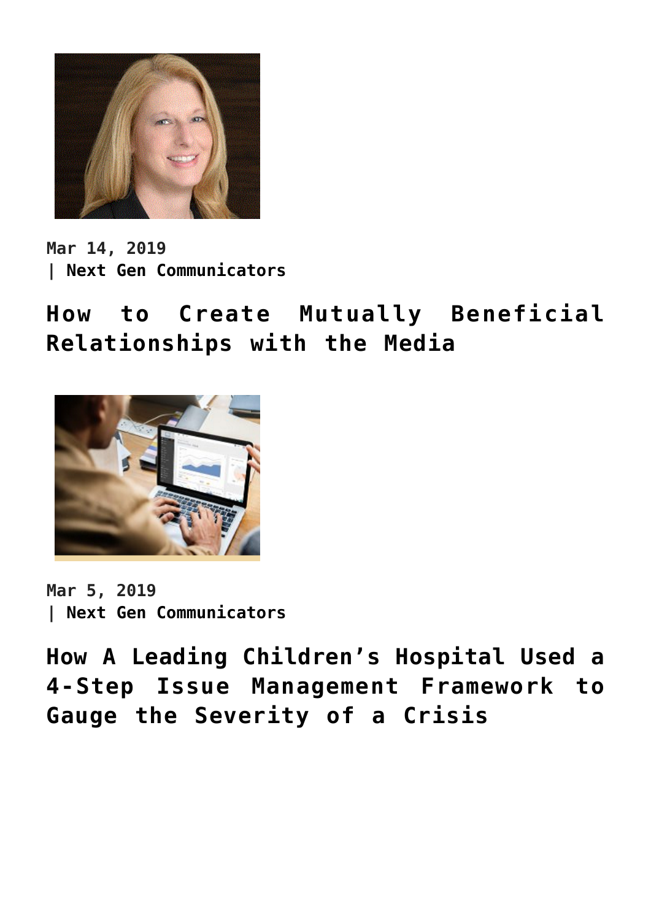Mar 14, 2019
| Next Gen Communicators

## How to Create Mutually Beneficial Relationships with the Media

Mar 5, 2019
| Next Gen Communicators

## How A Leading Children’s Hospital Used a 4-Step Issue Management Framework to Gauge the Severity of a Crisis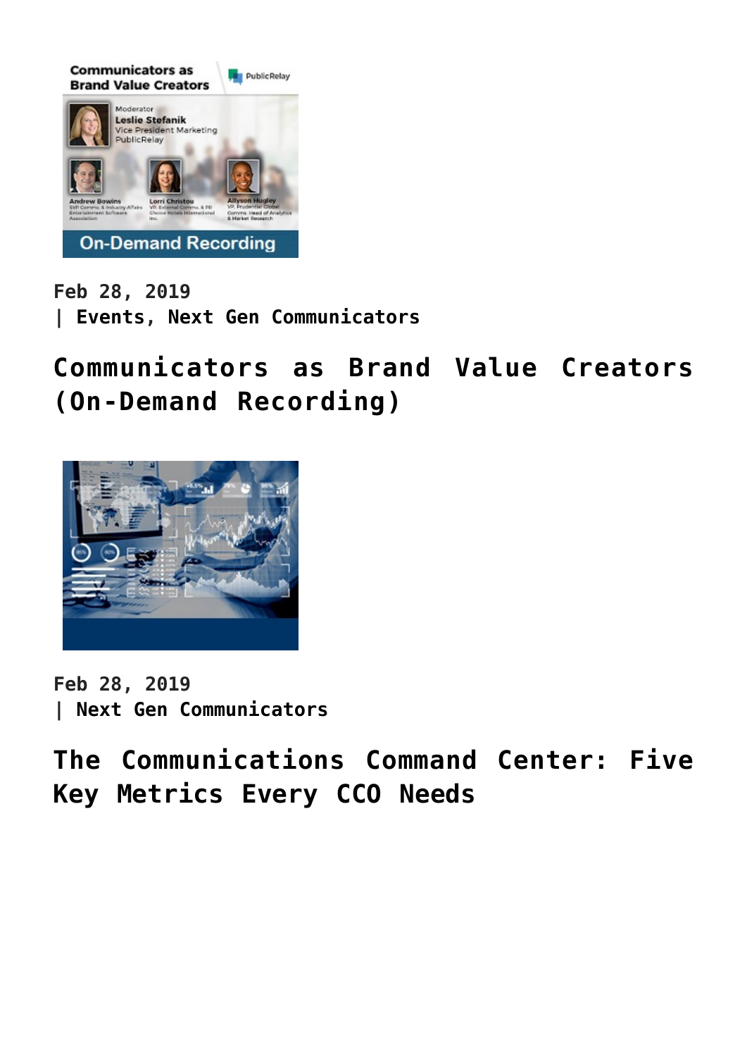Feb 28, 2019
| Events, Next Gen Communicators

## Communicators as Brand Value Creators (On-Demand Recording)

Feb 28, 2019
| Next Gen Communicators

## The Communications Command Center: Five Key Metrics Every CCO Needs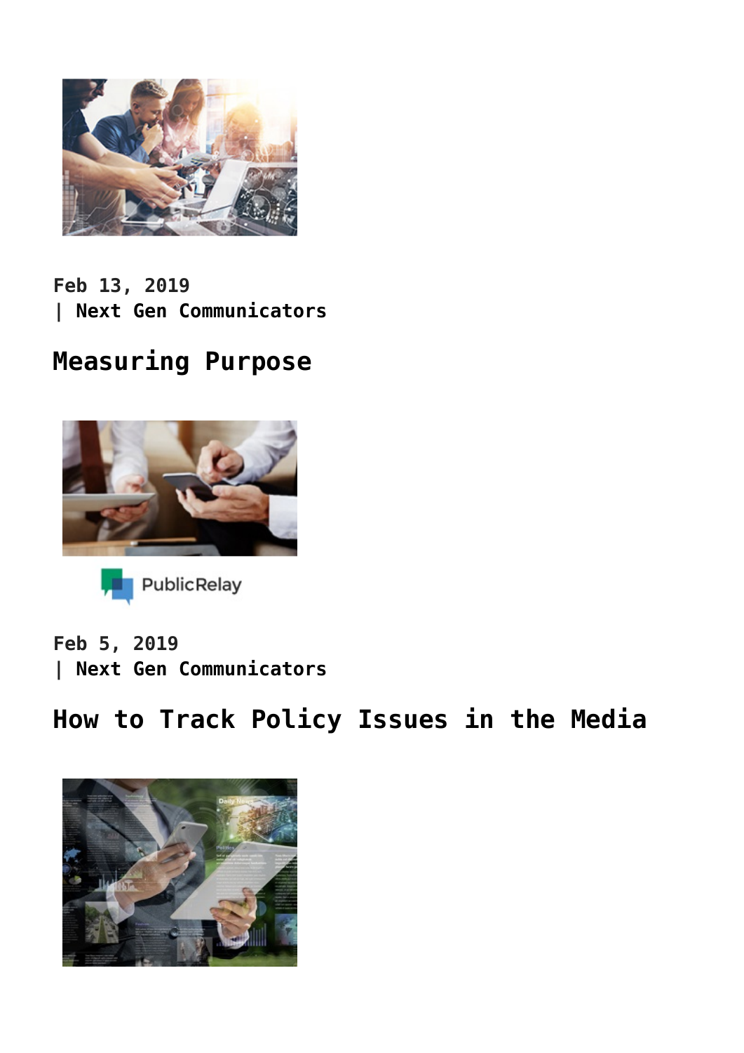Feb 13, 2019
| Next Gen Communicators

## Measuring Purpose

PublicRelay

Feb 5, 2019
| Next Gen Communicators

## How to Track Policy Issues in the Media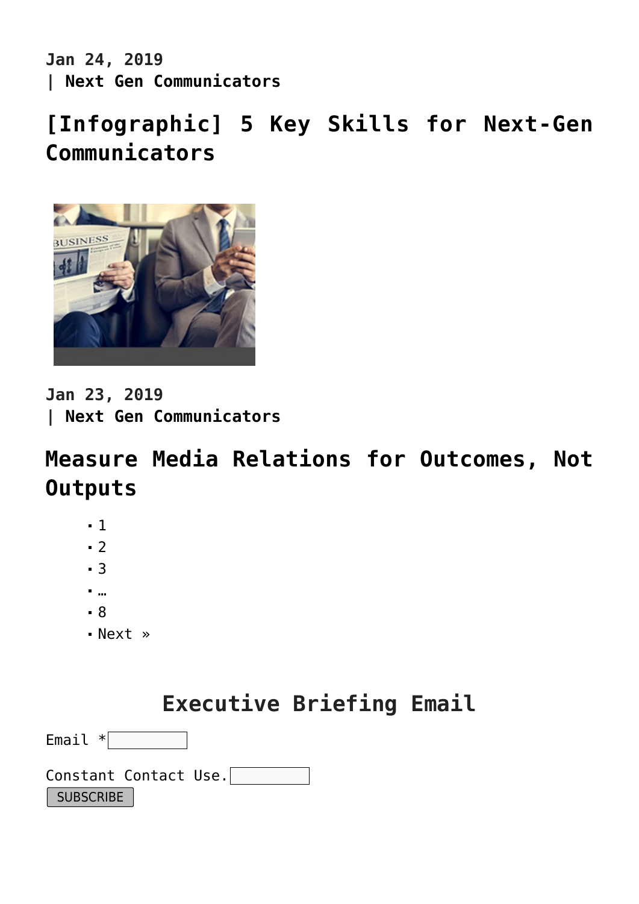**Jan 24, 2019**
**| Next Gen Communicators**

## [Infographic] 5 Key Skills for Next-Gen Communicators

**Jan 23, 2019**
**| Next Gen Communicators**

## Measure Media Relations for Outcomes, Not Outputs

- 1
- 2
- 3
- …
- 8
- Next »

## Executive Briefing Email

Email *

Constant Contact Use.

SUBSCRIBE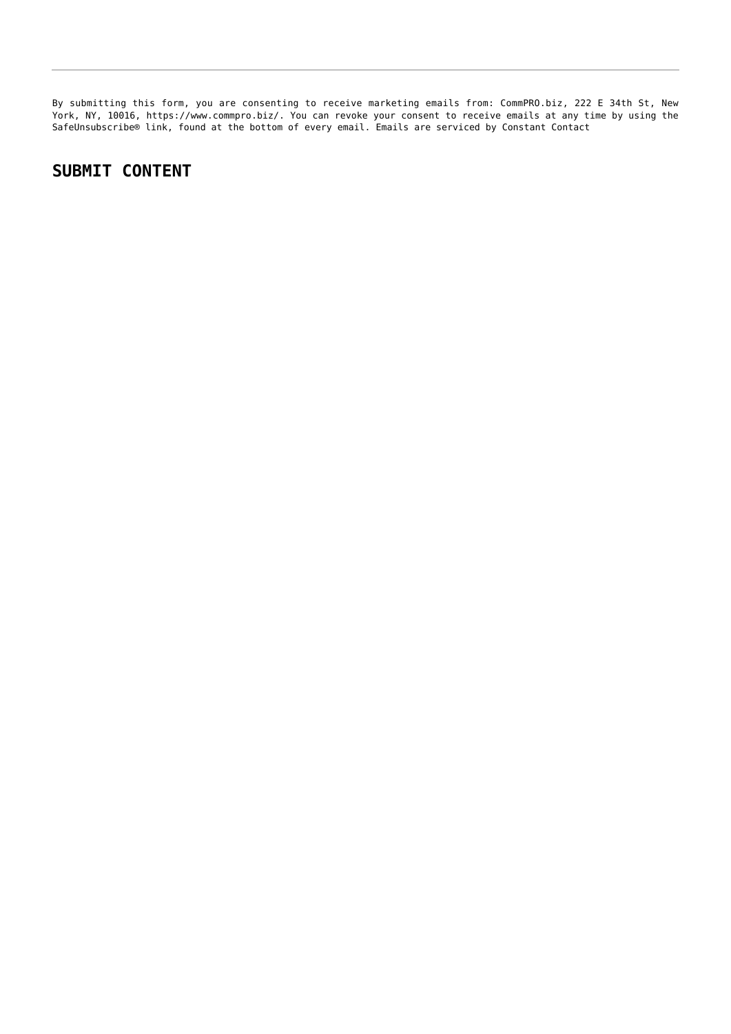---

By submitting this form, you are consenting to receive marketing emails from: CommPRO.biz, 222 E 34th St, New York, NY, 10016, https://www.commpro.biz/. You can revoke your consent to receive emails at any time by using the SafeUnsubscribe® link, found at the bottom of every email. Emails are serviced by Constant Contact

## SUBMIT CONTENT